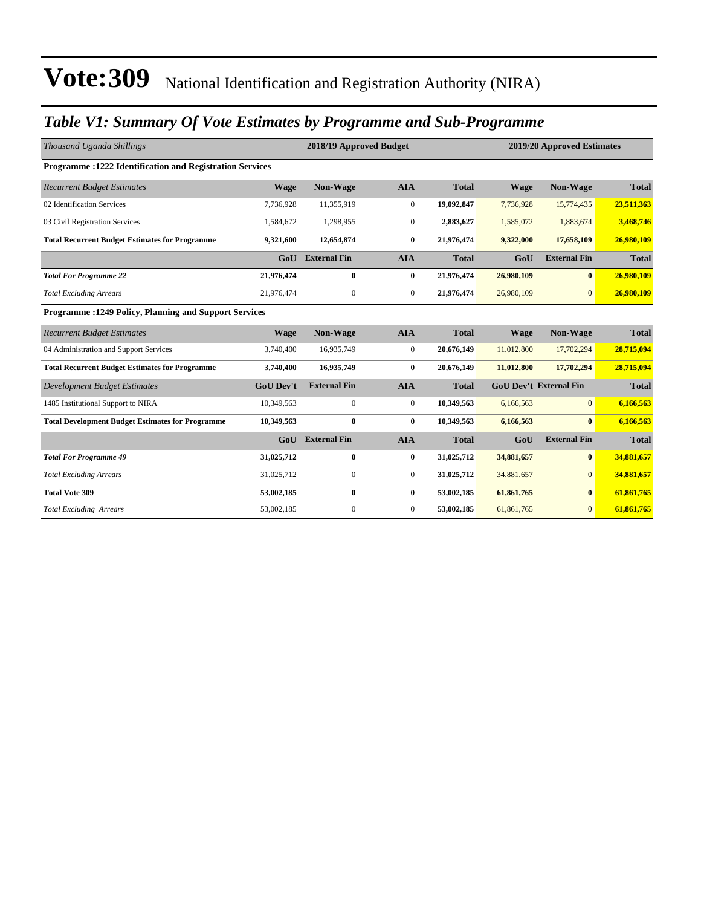# Vote:309 National Identification and Registration Authority (NIRA)

## *Table V1: Summary Of Vote Estimates by Programme and Sub-Programme*

| *Thousand Uganda Shillings* | 2018/19 Approved Budget | | | | 2019/20 Approved Estimates | | |
|---|---|---|---|---|---|---|---|
| **Programme :1222 Identification and Registration Services** | | | | | | | |
| *Recurrent Budget Estimates* | **Wage** | **Non-Wage** | **AIA** | **Total** | **Wage** | **Non-Wage** | **Total** |
| 02 Identification Services | 7,736,928 | 11,355,919 | 0 | **19,092,847** | 7,736,928 | 15,774,435 | **23,511,363** |
| 03 Civil Registration Services | 1,584,672 | 1,298,955 | 0 | **2,883,627** | 1,585,072 | 1,883,674 | **3,468,746** |
| **Total Recurrent Budget Estimates for Programme** | **9,321,600** | **12,654,874** | **0** | **21,976,474** | **9,322,000** | **17,658,109** | **26,980,109** |
| | **GoU** | **External Fin** | **AIA** | **Total** | **GoU** | **External Fin** | **Total** |
| ***Total For Programme 22*** | **21,976,474** | **0** | **0** | **21,976,474** | **26,980,109** | **0** | **26,980,109** |
| *Total Excluding Arrears* | 21,976,474 | 0 | 0 | **21,976,474** | 26,980,109 | 0 | **26,980,109** |
| **Programme :1249 Policy, Planning and Support Services** | | | | | | | |
| *Recurrent Budget Estimates* | **Wage** | **Non-Wage** | **AIA** | **Total** | **Wage** | **Non-Wage** | **Total** |
| 04 Administration and Support Services | 3,740,400 | 16,935,749 | 0 | **20,676,149** | 11,012,800 | 17,702,294 | **28,715,094** |
| **Total Recurrent Budget Estimates for Programme** | **3,740,400** | **16,935,749** | **0** | **20,676,149** | **11,012,800** | **17,702,294** | **28,715,094** |
| *Development Budget Estimates* | **GoU Dev't** | **External Fin** | **AIA** | **Total** | **GoU Dev't** | **External Fin** | **Total** |
| 1485 Institutional Support to NIRA | 10,349,563 | 0 | 0 | **10,349,563** | 6,166,563 | 0 | **6,166,563** |
| **Total Development Budget Estimates for Programme** | **10,349,563** | **0** | **0** | **10,349,563** | **6,166,563** | **0** | **6,166,563** |
| | **GoU** | **External Fin** | **AIA** | **Total** | **GoU** | **External Fin** | **Total** |
| ***Total For Programme 49*** | **31,025,712** | **0** | **0** | **31,025,712** | **34,881,657** | **0** | **34,881,657** |
| *Total Excluding Arrears* | 31,025,712 | 0 | 0 | **31,025,712** | 34,881,657 | 0 | **34,881,657** |
| **Total Vote 309** | **53,002,185** | **0** | **0** | **53,002,185** | **61,861,765** | **0** | **61,861,765** |
| *Total Excluding Arrears* | 53,002,185 | 0 | 0 | **53,002,185** | 61,861,765 | 0 | **61,861,765** |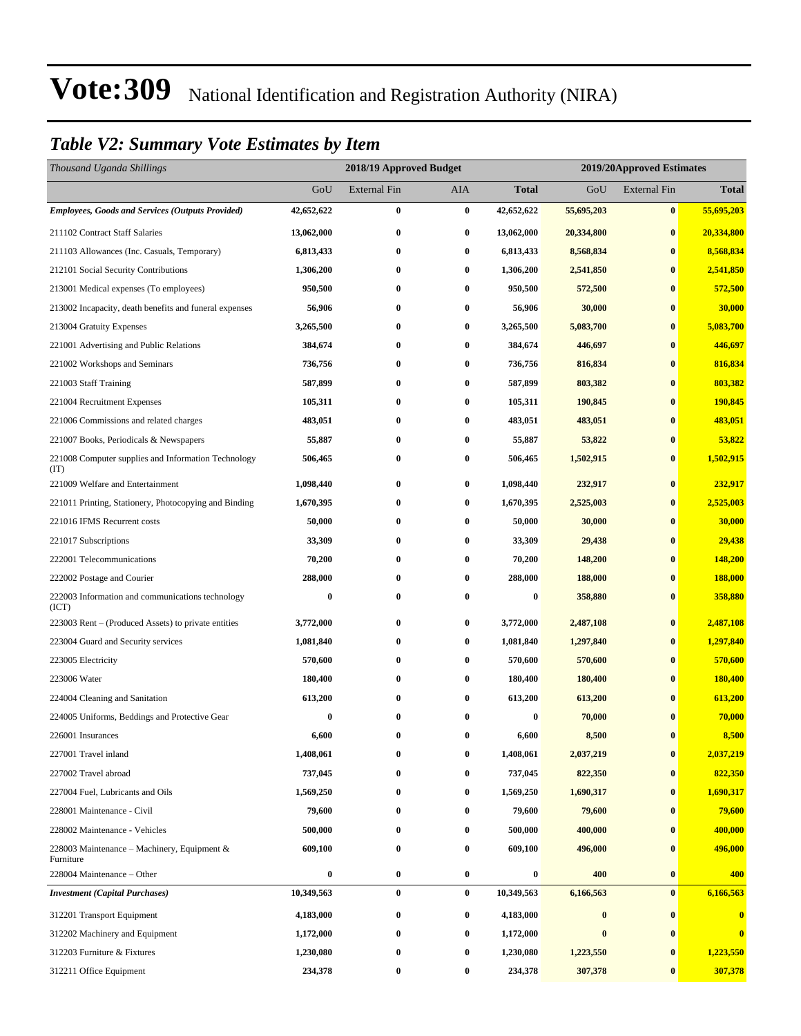# Vote:309 National Identification and Registration Authority (NIRA)

## *Table V2: Summary Vote Estimates by Item*

| *Thousand Uganda Shillings* | 2018/19 Approved Budget | | | | 2019/20Approved Estimates | | |
|---|---|---|---|---|---|---|---|
| | GoU | External Fin | AIA | **Total** | GoU | External Fin | **Total** |
| ***Employees, Goods and Services (Outputs Provided)*** | **42,652,622** | **0** | **0** | **42,652,622** | **55,695,203** | **0** | **55,695,203** |
| 211102 Contract Staff Salaries | **13,062,000** | **0** | **0** | **13,062,000** | **20,334,800** | **0** | **20,334,800** |
| 211103 Allowances (Inc. Casuals, Temporary) | **6,813,433** | **0** | **0** | **6,813,433** | **8,568,834** | **0** | **8,568,834** |
| 212101 Social Security Contributions | **1,306,200** | **0** | **0** | **1,306,200** | **2,541,850** | **0** | **2,541,850** |
| 213001 Medical expenses (To employees) | **950,500** | **0** | **0** | **950,500** | **572,500** | **0** | **572,500** |
| 213002 Incapacity, death benefits and funeral expenses | **56,906** | **0** | **0** | **56,906** | **30,000** | **0** | **30,000** |
| 213004 Gratuity Expenses | **3,265,500** | **0** | **0** | **3,265,500** | **5,083,700** | **0** | **5,083,700** |
| 221001 Advertising and Public Relations | **384,674** | **0** | **0** | **384,674** | **446,697** | **0** | **446,697** |
| 221002 Workshops and Seminars | **736,756** | **0** | **0** | **736,756** | **816,834** | **0** | **816,834** |
| 221003 Staff Training | **587,899** | **0** | **0** | **587,899** | **803,382** | **0** | **803,382** |
| 221004 Recruitment Expenses | **105,311** | **0** | **0** | **105,311** | **190,845** | **0** | **190,845** |
| 221006 Commissions and related charges | **483,051** | **0** | **0** | **483,051** | **483,051** | **0** | **483,051** |
| 221007 Books, Periodicals & Newspapers | **55,887** | **0** | **0** | **55,887** | **53,822** | **0** | **53,822** |
| 221008 Computer supplies and Information Technology (IT) | **506,465** | **0** | **0** | **506,465** | **1,502,915** | **0** | **1,502,915** |
| 221009 Welfare and Entertainment | **1,098,440** | **0** | **0** | **1,098,440** | **232,917** | **0** | **232,917** |
| 221011 Printing, Stationery, Photocopying and Binding | **1,670,395** | **0** | **0** | **1,670,395** | **2,525,003** | **0** | **2,525,003** |
| 221016 IFMS Recurrent costs | **50,000** | **0** | **0** | **50,000** | **30,000** | **0** | **30,000** |
| 221017 Subscriptions | **33,309** | **0** | **0** | **33,309** | **29,438** | **0** | **29,438** |
| 222001 Telecommunications | **70,200** | **0** | **0** | **70,200** | **148,200** | **0** | **148,200** |
| 222002 Postage and Courier | **288,000** | **0** | **0** | **288,000** | **188,000** | **0** | **188,000** |
| 222003 Information and communications technology (ICT) | **0** | **0** | **0** | **0** | **358,880** | **0** | **358,880** |
| 223003 Rent – (Produced Assets) to private entities | **3,772,000** | **0** | **0** | **3,772,000** | **2,487,108** | **0** | **2,487,108** |
| 223004 Guard and Security services | **1,081,840** | **0** | **0** | **1,081,840** | **1,297,840** | **0** | **1,297,840** |
| 223005 Electricity | **570,600** | **0** | **0** | **570,600** | **570,600** | **0** | **570,600** |
| 223006 Water | **180,400** | **0** | **0** | **180,400** | **180,400** | **0** | **180,400** |
| 224004 Cleaning and Sanitation | **613,200** | **0** | **0** | **613,200** | **613,200** | **0** | **613,200** |
| 224005 Uniforms, Beddings and Protective Gear | **0** | **0** | **0** | **0** | **70,000** | **0** | **70,000** |
| 226001 Insurances | **6,600** | **0** | **0** | **6,600** | **8,500** | **0** | **8,500** |
| 227001 Travel inland | **1,408,061** | **0** | **0** | **1,408,061** | **2,037,219** | **0** | **2,037,219** |
| 227002 Travel abroad | **737,045** | **0** | **0** | **737,045** | **822,350** | **0** | **822,350** |
| 227004 Fuel, Lubricants and Oils | **1,569,250** | **0** | **0** | **1,569,250** | **1,690,317** | **0** | **1,690,317** |
| 228001 Maintenance - Civil | **79,600** | **0** | **0** | **79,600** | **79,600** | **0** | **79,600** |
| 228002 Maintenance - Vehicles | **500,000** | **0** | **0** | **500,000** | **400,000** | **0** | **400,000** |
| 228003 Maintenance – Machinery, Equipment & Furniture | **609,100** | **0** | **0** | **609,100** | **496,000** | **0** | **496,000** |
| 228004 Maintenance – Other | **0** | **0** | **0** | **0** | **400** | **0** | **400** |
| ***Investment (Capital Purchases)*** | **10,349,563** | **0** | **0** | **10,349,563** | **6,166,563** | **0** | **6,166,563** |
| 312201 Transport Equipment | **4,183,000** | **0** | **0** | **4,183,000** | **0** | **0** | **0** |
| 312202 Machinery and Equipment | **1,172,000** | **0** | **0** | **1,172,000** | **0** | **0** | **0** |
| 312203 Furniture & Fixtures | **1,230,080** | **0** | **0** | **1,230,080** | **1,223,550** | **0** | **1,223,550** |
| 312211 Office Equipment | **234,378** | **0** | **0** | **234,378** | **307,378** | **0** | **307,378** |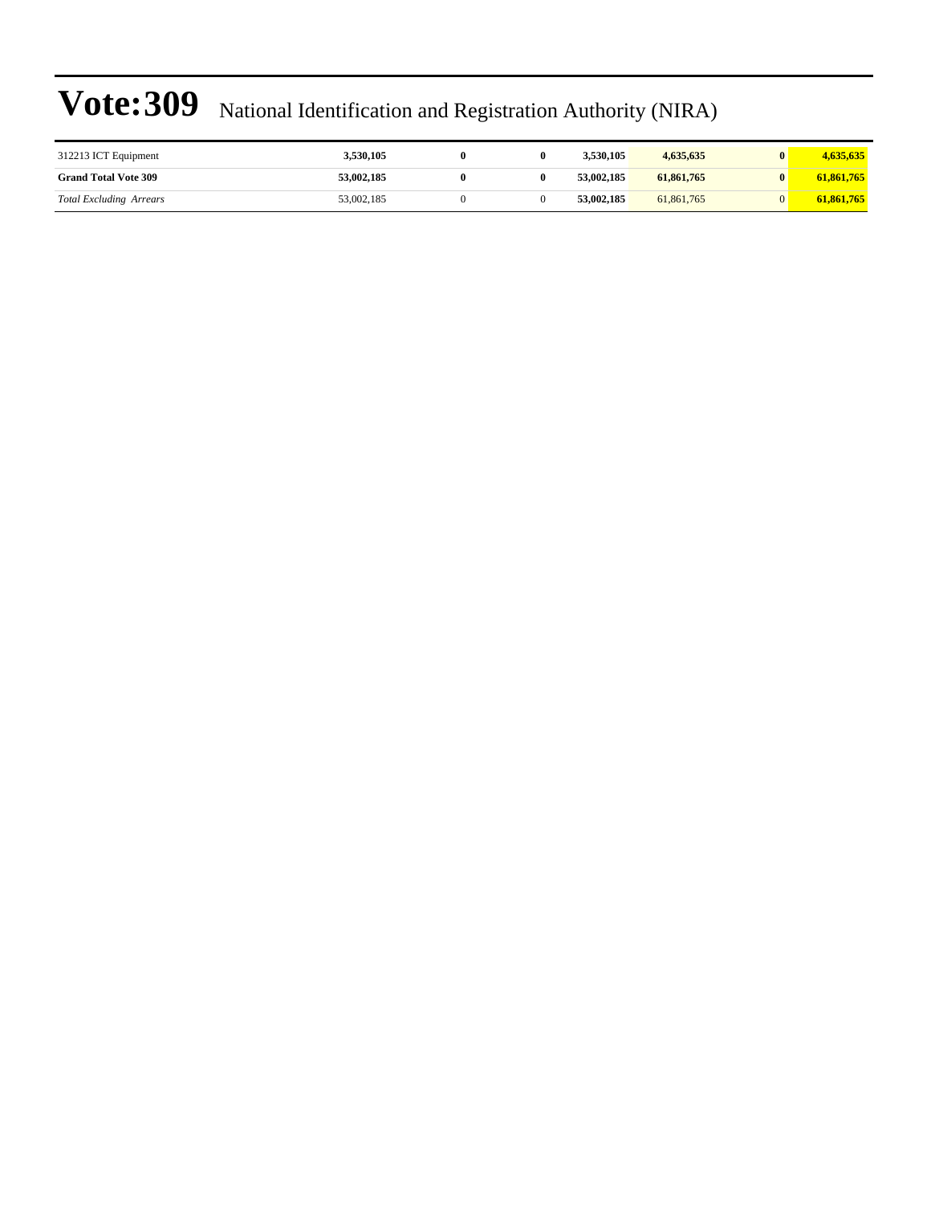# Vote:309 National Identification and Registration Authority (NIRA)

| | | | | | | | |
|---|---|---|---|---|---|---|---|
| 312213 ICT Equipment | **3,530,105** | **0** | **0** | **3,530,105** | **4,635,635** | **0** | **4,635,635** |
| **Grand Total Vote 309** | **53,002,185** | **0** | **0** | **53,002,185** | **61,861,765** | **0** | **61,861,765** |
| *Total Excluding Arrears* | 53,002,185 | 0 | 0 | **53,002,185** | 61,861,765 | 0 | **61,861,765** |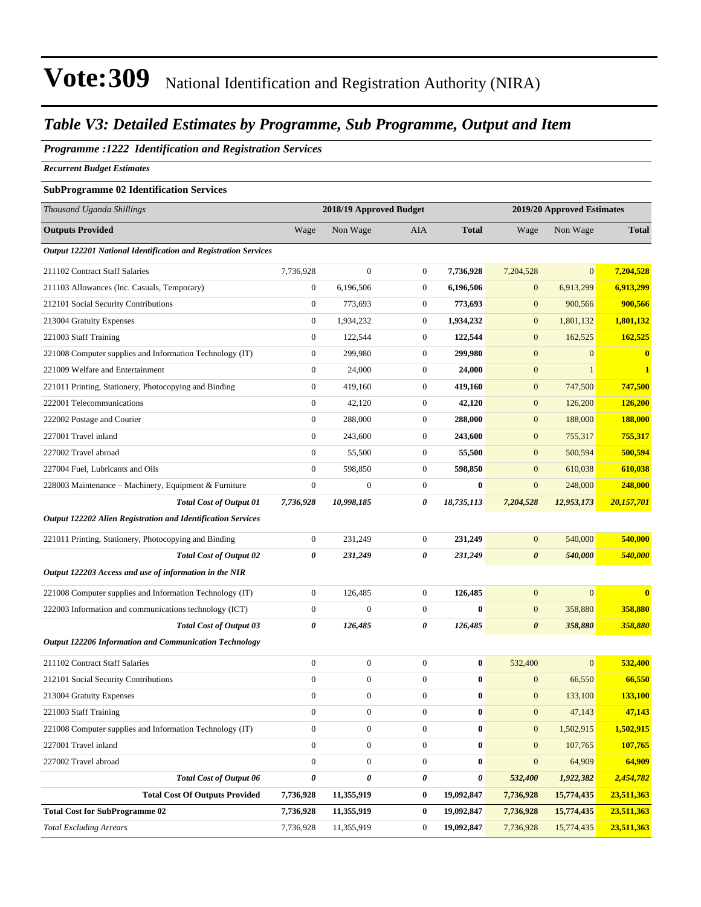# Vote:309 National Identification and Registration Authority (NIRA)

## *Table V3: Detailed Estimates by Programme, Sub Programme, Output and Item*

### *Programme :1222 Identification and Registration Services*

*Recurrent Budget Estimates*

**SubProgramme 02 Identification Services**

| *Thousand Uganda Shillings* | 2018/19 Approved Budget | | | | 2019/20 Approved Estimates | | |
|---|---|---|---|---|---|---|---|
| **Outputs Provided** | Wage | Non Wage | AIA | **Total** | Wage | Non Wage | **Total** |
| ***Output 122201 National Identification and Registration Services*** | | | | | | | |
| 211102 Contract Staff Salaries | 7,736,928 | 0 | 0 | **7,736,928** | 7,204,528 | 0 | **7,204,528** |
| 211103 Allowances (Inc. Casuals, Temporary) | 0 | 6,196,506 | 0 | **6,196,506** | 0 | 6,913,299 | **6,913,299** |
| 212101 Social Security Contributions | 0 | 773,693 | 0 | **773,693** | 0 | 900,566 | **900,566** |
| 213004 Gratuity Expenses | 0 | 1,934,232 | 0 | **1,934,232** | 0 | 1,801,132 | **1,801,132** |
| 221003 Staff Training | 0 | 122,544 | 0 | **122,544** | 0 | 162,525 | **162,525** |
| 221008 Computer supplies and Information Technology (IT) | 0 | 299,980 | 0 | **299,980** | 0 | 0 | **0** |
| 221009 Welfare and Entertainment | 0 | 24,000 | 0 | **24,000** | 0 | 1 | **1** |
| 221011 Printing, Stationery, Photocopying and Binding | 0 | 419,160 | 0 | **419,160** | 0 | 747,500 | **747,500** |
| 222001 Telecommunications | 0 | 42,120 | 0 | **42,120** | 0 | 126,200 | **126,200** |
| 222002 Postage and Courier | 0 | 288,000 | 0 | **288,000** | 0 | 188,000 | **188,000** |
| 227001 Travel inland | 0 | 243,600 | 0 | **243,600** | 0 | 755,317 | **755,317** |
| 227002 Travel abroad | 0 | 55,500 | 0 | **55,500** | 0 | 500,594 | **500,594** |
| 227004 Fuel, Lubricants and Oils | 0 | 598,850 | 0 | **598,850** | 0 | 610,038 | **610,038** |
| 228003 Maintenance – Machinery, Equipment & Furniture | 0 | 0 | 0 | **0** | 0 | 248,000 | **248,000** |
| ***Total Cost of Output 01*** | ***7,736,928*** | ***10,998,185*** | ***0*** | ***18,735,113*** | ***7,204,528*** | ***12,953,173*** | ***20,157,701*** |
| ***Output 122202 Alien Registration and Identification Services*** | | | | | | | |
| 221011 Printing, Stationery, Photocopying and Binding | 0 | 231,249 | 0 | **231,249** | 0 | 540,000 | **540,000** |
| ***Total Cost of Output 02*** | ***0*** | ***231,249*** | ***0*** | ***231,249*** | ***0*** | ***540,000*** | ***540,000*** |
| ***Output 122203 Access and use of information in the NIR*** | | | | | | | |
| 221008 Computer supplies and Information Technology (IT) | 0 | 126,485 | 0 | **126,485** | 0 | 0 | **0** |
| 222003 Information and communications technology (ICT) | 0 | 0 | 0 | **0** | 0 | 358,880 | **358,880** |
| ***Total Cost of Output 03*** | ***0*** | ***126,485*** | ***0*** | ***126,485*** | ***0*** | ***358,880*** | ***358,880*** |
| ***Output 122206 Information and Communication Technology*** | | | | | | | |
| 211102 Contract Staff Salaries | 0 | 0 | 0 | **0** | 532,400 | 0 | **532,400** |
| 212101 Social Security Contributions | 0 | 0 | 0 | **0** | 0 | 66,550 | **66,550** |
| 213004 Gratuity Expenses | 0 | 0 | 0 | **0** | 0 | 133,100 | **133,100** |
| 221003 Staff Training | 0 | 0 | 0 | **0** | 0 | 47,143 | **47,143** |
| 221008 Computer supplies and Information Technology (IT) | 0 | 0 | 0 | **0** | 0 | 1,502,915 | **1,502,915** |
| 227001 Travel inland | 0 | 0 | 0 | **0** | 0 | 107,765 | **107,765** |
| 227002 Travel abroad | 0 | 0 | 0 | **0** | 0 | 64,909 | **64,909** |
| ***Total Cost of Output 06*** | ***0*** | ***0*** | ***0*** | ***0*** | ***532,400*** | ***1,922,382*** | ***2,454,782*** |
| **Total Cost Of Outputs Provided** | **7,736,928** | **11,355,919** | **0** | **19,092,847** | **7,736,928** | **15,774,435** | **23,511,363** |
| **Total Cost for SubProgramme 02** | **7,736,928** | **11,355,919** | **0** | **19,092,847** | **7,736,928** | **15,774,435** | **23,511,363** |
| *Total Excluding Arrears* | 7,736,928 | 11,355,919 | 0 | **19,092,847** | 7,736,928 | 15,774,435 | **23,511,363** |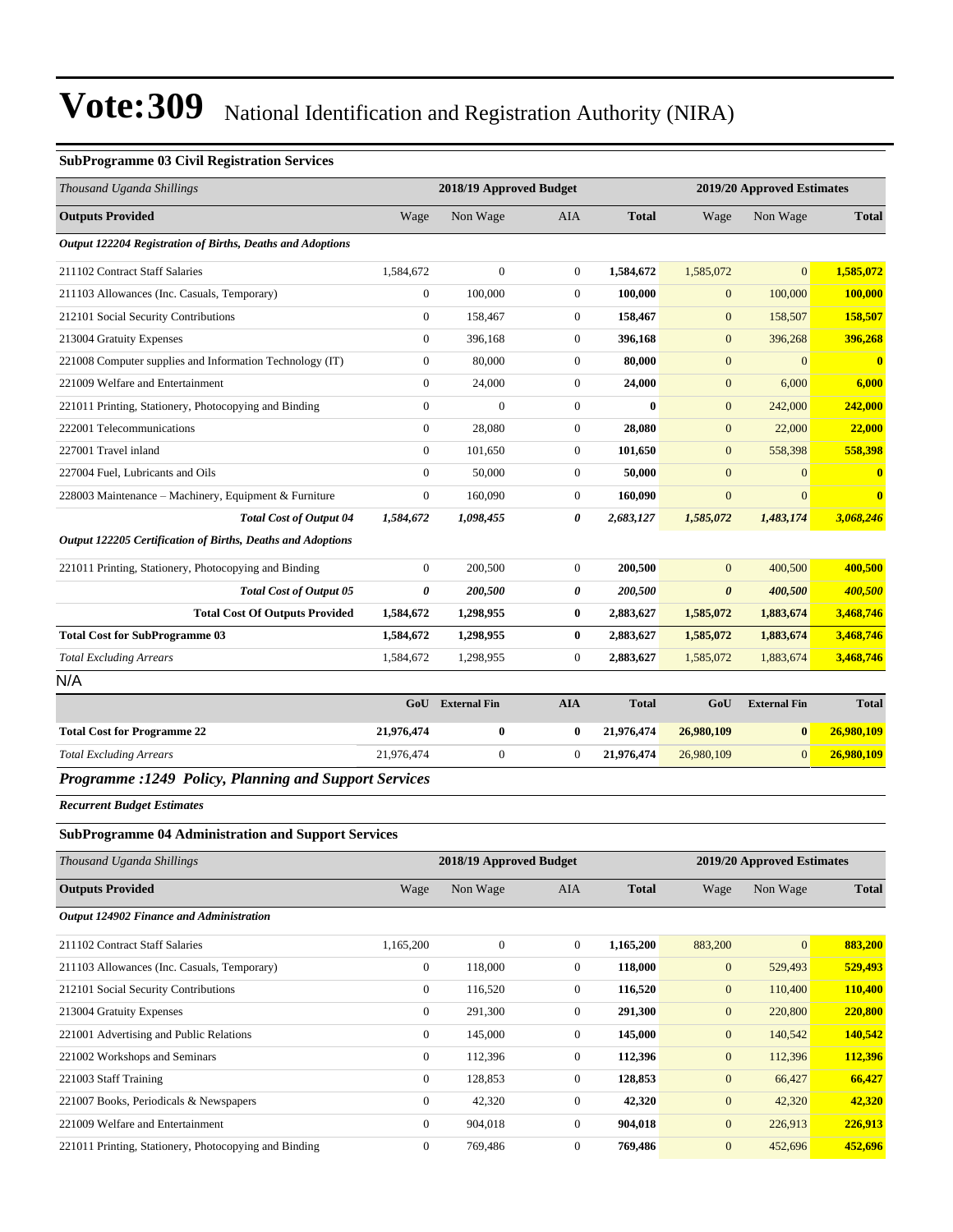# Vote:309 National Identification and Registration Authority (NIRA)

**SubProgramme 03 Civil Registration Services**

| *Thousand Uganda Shillings* | 2018/19 Approved Budget | | | | 2019/20 Approved Estimates | | |
|---|---|---|---|---|---|---|---|
| **Outputs Provided** | Wage | Non Wage | AIA | **Total** | Wage | Non Wage | **Total** |
| ***Output 122204 Registration of Births, Deaths and Adoptions*** | | | | | | | |
| 211102 Contract Staff Salaries | 1,584,672 | 0 | 0 | **1,584,672** | 1,585,072 | 0 | **1,585,072** |
| 211103 Allowances (Inc. Casuals, Temporary) | 0 | 100,000 | 0 | **100,000** | 0 | 100,000 | **100,000** |
| 212101 Social Security Contributions | 0 | 158,467 | 0 | **158,467** | 0 | 158,507 | **158,507** |
| 213004 Gratuity Expenses | 0 | 396,168 | 0 | **396,168** | 0 | 396,268 | **396,268** |
| 221008 Computer supplies and Information Technology (IT) | 0 | 80,000 | 0 | **80,000** | 0 | 0 | **0** |
| 221009 Welfare and Entertainment | 0 | 24,000 | 0 | **24,000** | 0 | 6,000 | **6,000** |
| 221011 Printing, Stationery, Photocopying and Binding | 0 | 0 | 0 | **0** | 0 | 242,000 | **242,000** |
| 222001 Telecommunications | 0 | 28,080 | 0 | **28,080** | 0 | 22,000 | **22,000** |
| 227001 Travel inland | 0 | 101,650 | 0 | **101,650** | 0 | 558,398 | **558,398** |
| 227004 Fuel, Lubricants and Oils | 0 | 50,000 | 0 | **50,000** | 0 | 0 | **0** |
| 228003 Maintenance – Machinery, Equipment & Furniture | 0 | 160,090 | 0 | **160,090** | 0 | 0 | **0** |
| ***Total Cost of Output 04*** | ***1,584,672*** | ***1,098,455*** | ***0*** | ***2,683,127*** | ***1,585,072*** | ***1,483,174*** | ***3,068,246*** |
| ***Output 122205 Certification of Births, Deaths and Adoptions*** | | | | | | | |
| 221011 Printing, Stationery, Photocopying and Binding | 0 | 200,500 | 0 | **200,500** | 0 | 400,500 | **400,500** |
| ***Total Cost of Output 05*** | ***0*** | ***200,500*** | ***0*** | ***200,500*** | ***0*** | ***400,500*** | ***400,500*** |
| **Total Cost Of Outputs Provided** | **1,584,672** | **1,298,955** | **0** | **2,883,627** | **1,585,072** | **1,883,674** | **3,468,746** |
| **Total Cost for SubProgramme 03** | **1,584,672** | **1,298,955** | **0** | **2,883,627** | **1,585,072** | **1,883,674** | **3,468,746** |
| *Total Excluding Arrears* | 1,584,672 | 1,298,955 | 0 | **2,883,627** | 1,585,072 | 1,883,674 | **3,468,746** |

N/A

| | GoU | External Fin | AIA | Total | GoU | External Fin | Total |
|---|---|---|---|---|---|---|---|
| **Total Cost for Programme 22** | **21,976,474** | **0** | **0** | **21,976,474** | **26,980,109** | **0** | **26,980,109** |
| *Total Excluding Arrears* | 21,976,474 | 0 | 0 | **21,976,474** | 26,980,109 | 0 | **26,980,109** |

## *Programme :1249 Policy, Planning and Support Services*

***Recurrent Budget Estimates***

**SubProgramme 04 Administration and Support Services**

| *Thousand Uganda Shillings* | 2018/19 Approved Budget | | | | 2019/20 Approved Estimates | | |
|---|---|---|---|---|---|---|---|
| **Outputs Provided** | Wage | Non Wage | AIA | **Total** | Wage | Non Wage | **Total** |
| ***Output 124902 Finance and Administration*** | | | | | | | |
| 211102 Contract Staff Salaries | 1,165,200 | 0 | 0 | **1,165,200** | 883,200 | 0 | **883,200** |
| 211103 Allowances (Inc. Casuals, Temporary) | 0 | 118,000 | 0 | **118,000** | 0 | 529,493 | **529,493** |
| 212101 Social Security Contributions | 0 | 116,520 | 0 | **116,520** | 0 | 110,400 | **110,400** |
| 213004 Gratuity Expenses | 0 | 291,300 | 0 | **291,300** | 0 | 220,800 | **220,800** |
| 221001 Advertising and Public Relations | 0 | 145,000 | 0 | **145,000** | 0 | 140,542 | **140,542** |
| 221002 Workshops and Seminars | 0 | 112,396 | 0 | **112,396** | 0 | 112,396 | **112,396** |
| 221003 Staff Training | 0 | 128,853 | 0 | **128,853** | 0 | 66,427 | **66,427** |
| 221007 Books, Periodicals & Newspapers | 0 | 42,320 | 0 | **42,320** | 0 | 42,320 | **42,320** |
| 221009 Welfare and Entertainment | 0 | 904,018 | 0 | **904,018** | 0 | 226,913 | **226,913** |
| 221011 Printing, Stationery, Photocopying and Binding | 0 | 769,486 | 0 | **769,486** | 0 | 452,696 | **452,696** |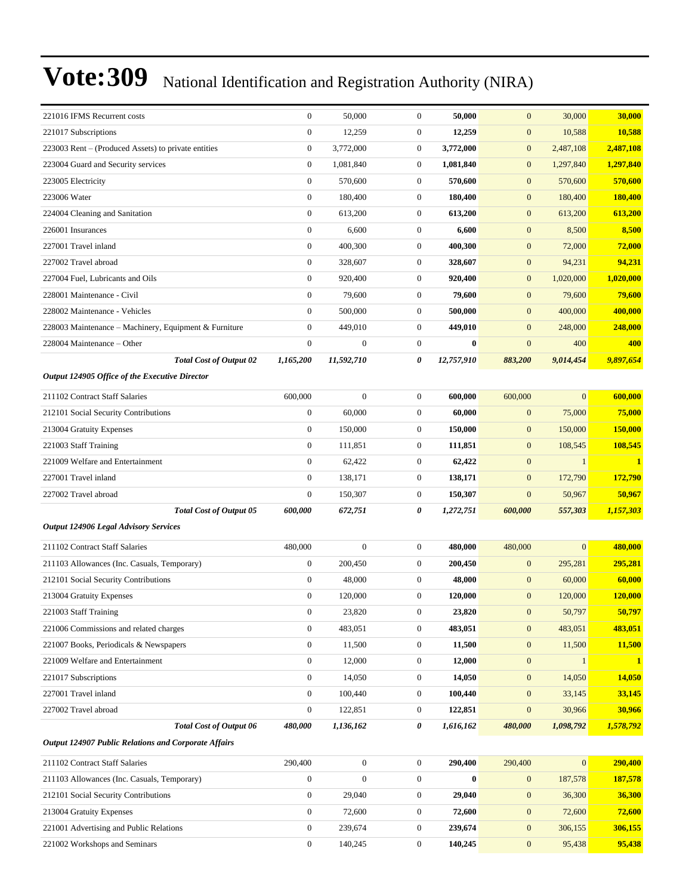# Vote:309 National Identification and Registration Authority (NIRA)

| | | | | | | | |
|---|---|---|---|---|---|---|---|
| 221016 IFMS Recurrent costs | 0 | 50,000 | 0 | **50,000** | 0 | 30,000 | **30,000** |
| 221017 Subscriptions | 0 | 12,259 | 0 | **12,259** | 0 | 10,588 | **10,588** |
| 223003 Rent – (Produced Assets) to private entities | 0 | 3,772,000 | 0 | **3,772,000** | 0 | 2,487,108 | **2,487,108** |
| 223004 Guard and Security services | 0 | 1,081,840 | 0 | **1,081,840** | 0 | 1,297,840 | **1,297,840** |
| 223005 Electricity | 0 | 570,600 | 0 | **570,600** | 0 | 570,600 | **570,600** |
| 223006 Water | 0 | 180,400 | 0 | **180,400** | 0 | 180,400 | **180,400** |
| 224004 Cleaning and Sanitation | 0 | 613,200 | 0 | **613,200** | 0 | 613,200 | **613,200** |
| 226001 Insurances | 0 | 6,600 | 0 | **6,600** | 0 | 8,500 | **8,500** |
| 227001 Travel inland | 0 | 400,300 | 0 | **400,300** | 0 | 72,000 | **72,000** |
| 227002 Travel abroad | 0 | 328,607 | 0 | **328,607** | 0 | 94,231 | **94,231** |
| 227004 Fuel, Lubricants and Oils | 0 | 920,400 | 0 | **920,400** | 0 | 1,020,000 | **1,020,000** |
| 228001 Maintenance - Civil | 0 | 79,600 | 0 | **79,600** | 0 | 79,600 | **79,600** |
| 228002 Maintenance - Vehicles | 0 | 500,000 | 0 | **500,000** | 0 | 400,000 | **400,000** |
| 228003 Maintenance – Machinery, Equipment & Furniture | 0 | 449,010 | 0 | **449,010** | 0 | 248,000 | **248,000** |
| 228004 Maintenance – Other | 0 | 0 | 0 | **0** | 0 | 400 | **400** |
| ***Total Cost of Output 02*** | ***1,165,200*** | ***11,592,710*** | ***0*** | ***12,757,910*** | ***883,200*** | ***9,014,454*** | ***9,897,654*** |
| ***Output 124905 Office of the Executive Director*** | | | | | | | |
| 211102 Contract Staff Salaries | 600,000 | 0 | 0 | **600,000** | 600,000 | 0 | **600,000** |
| 212101 Social Security Contributions | 0 | 60,000 | 0 | **60,000** | 0 | 75,000 | **75,000** |
| 213004 Gratuity Expenses | 0 | 150,000 | 0 | **150,000** | 0 | 150,000 | **150,000** |
| 221003 Staff Training | 0 | 111,851 | 0 | **111,851** | 0 | 108,545 | **108,545** |
| 221009 Welfare and Entertainment | 0 | 62,422 | 0 | **62,422** | 0 | 1 | **1** |
| 227001 Travel inland | 0 | 138,171 | 0 | **138,171** | 0 | 172,790 | **172,790** |
| 227002 Travel abroad | 0 | 150,307 | 0 | **150,307** | 0 | 50,967 | **50,967** |
| ***Total Cost of Output 05*** | ***600,000*** | ***672,751*** | ***0*** | ***1,272,751*** | ***600,000*** | ***557,303*** | ***1,157,303*** |
| ***Output 124906 Legal Advisory Services*** | | | | | | | |
| 211102 Contract Staff Salaries | 480,000 | 0 | 0 | **480,000** | 480,000 | 0 | **480,000** |
| 211103 Allowances (Inc. Casuals, Temporary) | 0 | 200,450 | 0 | **200,450** | 0 | 295,281 | **295,281** |
| 212101 Social Security Contributions | 0 | 48,000 | 0 | **48,000** | 0 | 60,000 | **60,000** |
| 213004 Gratuity Expenses | 0 | 120,000 | 0 | **120,000** | 0 | 120,000 | **120,000** |
| 221003 Staff Training | 0 | 23,820 | 0 | **23,820** | 0 | 50,797 | **50,797** |
| 221006 Commissions and related charges | 0 | 483,051 | 0 | **483,051** | 0 | 483,051 | **483,051** |
| 221007 Books, Periodicals & Newspapers | 0 | 11,500 | 0 | **11,500** | 0 | 11,500 | **11,500** |
| 221009 Welfare and Entertainment | 0 | 12,000 | 0 | **12,000** | 0 | 1 | **1** |
| 221017 Subscriptions | 0 | 14,050 | 0 | **14,050** | 0 | 14,050 | **14,050** |
| 227001 Travel inland | 0 | 100,440 | 0 | **100,440** | 0 | 33,145 | **33,145** |
| 227002 Travel abroad | 0 | 122,851 | 0 | **122,851** | 0 | 30,966 | **30,966** |
| ***Total Cost of Output 06*** | ***480,000*** | ***1,136,162*** | ***0*** | ***1,616,162*** | ***480,000*** | ***1,098,792*** | ***1,578,792*** |
| ***Output 124907 Public Relations and Corporate Affairs*** | | | | | | | |
| 211102 Contract Staff Salaries | 290,400 | 0 | 0 | **290,400** | 290,400 | 0 | **290,400** |
| 211103 Allowances (Inc. Casuals, Temporary) | 0 | 0 | 0 | **0** | 0 | 187,578 | **187,578** |
| 212101 Social Security Contributions | 0 | 29,040 | 0 | **29,040** | 0 | 36,300 | **36,300** |
| 213004 Gratuity Expenses | 0 | 72,600 | 0 | **72,600** | 0 | 72,600 | **72,600** |
| 221001 Advertising and Public Relations | 0 | 239,674 | 0 | **239,674** | 0 | 306,155 | **306,155** |
| 221002 Workshops and Seminars | 0 | 140,245 | 0 | **140,245** | 0 | 95,438 | **95,438** |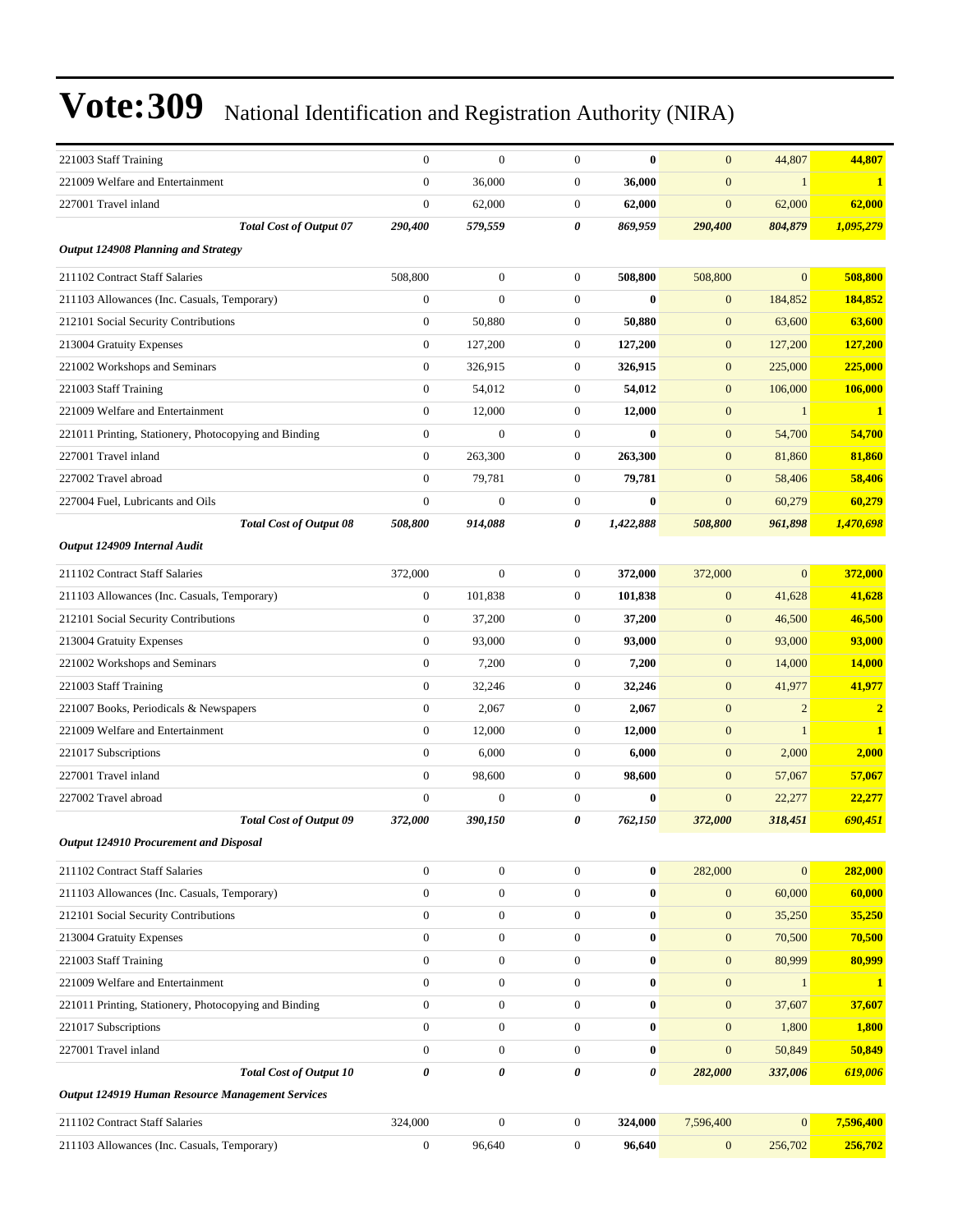# Vote:309 National Identification and Registration Authority (NIRA)

| | | | | | | | |
|---|---|---|---|---|---|---|---|
| 221003 Staff Training | 0 | 0 | 0 | **0** | 0 | 44,807 | **44,807** |
| 221009 Welfare and Entertainment | 0 | 36,000 | 0 | **36,000** | 0 | 1 | **1** |
| 227001 Travel inland | 0 | 62,000 | 0 | **62,000** | 0 | 62,000 | **62,000** |
| ***Total Cost of Output 07*** | ***290,400*** | ***579,559*** | ***0*** | ***869,959*** | ***290,400*** | ***804,879*** | ***1,095,279*** |
| ***Output 124908 Planning and Strategy*** | | | | | | | |
| 211102 Contract Staff Salaries | 508,800 | 0 | 0 | **508,800** | 508,800 | 0 | **508,800** |
| 211103 Allowances (Inc. Casuals, Temporary) | 0 | 0 | 0 | **0** | 0 | 184,852 | **184,852** |
| 212101 Social Security Contributions | 0 | 50,880 | 0 | **50,880** | 0 | 63,600 | **63,600** |
| 213004 Gratuity Expenses | 0 | 127,200 | 0 | **127,200** | 0 | 127,200 | **127,200** |
| 221002 Workshops and Seminars | 0 | 326,915 | 0 | **326,915** | 0 | 225,000 | **225,000** |
| 221003 Staff Training | 0 | 54,012 | 0 | **54,012** | 0 | 106,000 | **106,000** |
| 221009 Welfare and Entertainment | 0 | 12,000 | 0 | **12,000** | 0 | 1 | **1** |
| 221011 Printing, Stationery, Photocopying and Binding | 0 | 0 | 0 | **0** | 0 | 54,700 | **54,700** |
| 227001 Travel inland | 0 | 263,300 | 0 | **263,300** | 0 | 81,860 | **81,860** |
| 227002 Travel abroad | 0 | 79,781 | 0 | **79,781** | 0 | 58,406 | **58,406** |
| 227004 Fuel, Lubricants and Oils | 0 | 0 | 0 | **0** | 0 | 60,279 | **60,279** |
| ***Total Cost of Output 08*** | ***508,800*** | ***914,088*** | ***0*** | ***1,422,888*** | ***508,800*** | ***961,898*** | ***1,470,698*** |
| ***Output 124909 Internal Audit*** | | | | | | | |
| 211102 Contract Staff Salaries | 372,000 | 0 | 0 | **372,000** | 372,000 | 0 | **372,000** |
| 211103 Allowances (Inc. Casuals, Temporary) | 0 | 101,838 | 0 | **101,838** | 0 | 41,628 | **41,628** |
| 212101 Social Security Contributions | 0 | 37,200 | 0 | **37,200** | 0 | 46,500 | **46,500** |
| 213004 Gratuity Expenses | 0 | 93,000 | 0 | **93,000** | 0 | 93,000 | **93,000** |
| 221002 Workshops and Seminars | 0 | 7,200 | 0 | **7,200** | 0 | 14,000 | **14,000** |
| 221003 Staff Training | 0 | 32,246 | 0 | **32,246** | 0 | 41,977 | **41,977** |
| 221007 Books, Periodicals & Newspapers | 0 | 2,067 | 0 | **2,067** | 0 | 2 | **2** |
| 221009 Welfare and Entertainment | 0 | 12,000 | 0 | **12,000** | 0 | 1 | **1** |
| 221017 Subscriptions | 0 | 6,000 | 0 | **6,000** | 0 | 2,000 | **2,000** |
| 227001 Travel inland | 0 | 98,600 | 0 | **98,600** | 0 | 57,067 | **57,067** |
| 227002 Travel abroad | 0 | 0 | 0 | **0** | 0 | 22,277 | **22,277** |
| ***Total Cost of Output 09*** | ***372,000*** | ***390,150*** | ***0*** | ***762,150*** | ***372,000*** | ***318,451*** | ***690,451*** |
| ***Output 124910 Procurement and Disposal*** | | | | | | | |
| 211102 Contract Staff Salaries | 0 | 0 | 0 | **0** | 282,000 | 0 | **282,000** |
| 211103 Allowances (Inc. Casuals, Temporary) | 0 | 0 | 0 | **0** | 0 | 60,000 | **60,000** |
| 212101 Social Security Contributions | 0 | 0 | 0 | **0** | 0 | 35,250 | **35,250** |
| 213004 Gratuity Expenses | 0 | 0 | 0 | **0** | 0 | 70,500 | **70,500** |
| 221003 Staff Training | 0 | 0 | 0 | **0** | 0 | 80,999 | **80,999** |
| 221009 Welfare and Entertainment | 0 | 0 | 0 | **0** | 0 | 1 | **1** |
| 221011 Printing, Stationery, Photocopying and Binding | 0 | 0 | 0 | **0** | 0 | 37,607 | **37,607** |
| 221017 Subscriptions | 0 | 0 | 0 | **0** | 0 | 1,800 | **1,800** |
| 227001 Travel inland | 0 | 0 | 0 | **0** | 0 | 50,849 | **50,849** |
| ***Total Cost of Output 10*** | ***0*** | ***0*** | ***0*** | ***0*** | ***282,000*** | ***337,006*** | ***619,006*** |
| ***Output 124919 Human Resource Management Services*** | | | | | | | |
| 211102 Contract Staff Salaries | 324,000 | 0 | 0 | **324,000** | 7,596,400 | 0 | **7,596,400** |
| 211103 Allowances (Inc. Casuals, Temporary) | 0 | 96,640 | 0 | **96,640** | 0 | 256,702 | **256,702** |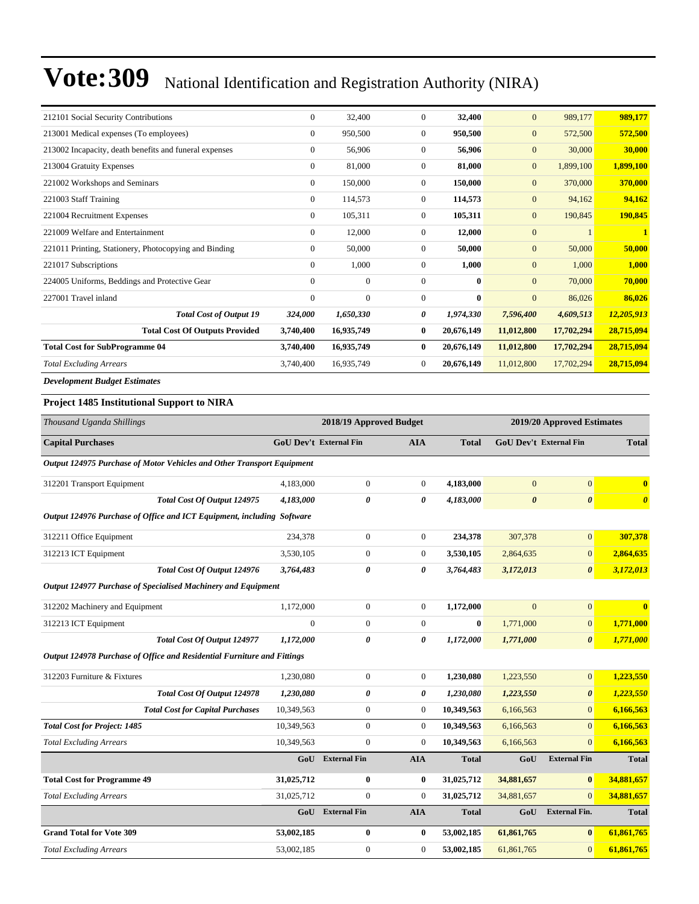# Vote:309 National Identification and Registration Authority (NIRA)

| | | | | | | | |
|---|---|---|---|---|---|---|---|
| 212101 Social Security Contributions | 0 | 32,400 | 0 | **32,400** | 0 | 989,177 | **989,177** |
| 213001 Medical expenses (To employees) | 0 | 950,500 | 0 | **950,500** | 0 | 572,500 | **572,500** |
| 213002 Incapacity, death benefits and funeral expenses | 0 | 56,906 | 0 | **56,906** | 0 | 30,000 | **30,000** |
| 213004 Gratuity Expenses | 0 | 81,000 | 0 | **81,000** | 0 | 1,899,100 | **1,899,100** |
| 221002 Workshops and Seminars | 0 | 150,000 | 0 | **150,000** | 0 | 370,000 | **370,000** |
| 221003 Staff Training | 0 | 114,573 | 0 | **114,573** | 0 | 94,162 | **94,162** |
| 221004 Recruitment Expenses | 0 | 105,311 | 0 | **105,311** | 0 | 190,845 | **190,845** |
| 221009 Welfare and Entertainment | 0 | 12,000 | 0 | **12,000** | 0 | 1 | **1** |
| 221011 Printing, Stationery, Photocopying and Binding | 0 | 50,000 | 0 | **50,000** | 0 | 50,000 | **50,000** |
| 221017 Subscriptions | 0 | 1,000 | 0 | **1,000** | 0 | 1,000 | **1,000** |
| 224005 Uniforms, Beddings and Protective Gear | 0 | 0 | 0 | **0** | 0 | 70,000 | **70,000** |
| 227001 Travel inland | 0 | 0 | 0 | **0** | 0 | 86,026 | **86,026** |
| ***Total Cost of Output 19*** | ***324,000*** | ***1,650,330*** | ***0*** | ***1,974,330*** | ***7,596,400*** | ***4,609,513*** | ***12,205,913*** |
| **Total Cost Of Outputs Provided** | **3,740,400** | **16,935,749** | **0** | **20,676,149** | **11,012,800** | **17,702,294** | **28,715,094** |
| **Total Cost for SubProgramme 04** | **3,740,400** | **16,935,749** | **0** | **20,676,149** | **11,012,800** | **17,702,294** | **28,715,094** |
| *Total Excluding Arrears* | 3,740,400 | 16,935,749 | 0 | **20,676,149** | 11,012,800 | 17,702,294 | **28,715,094** |

***Development Budget Estimates***

**Project 1485 Institutional Support to NIRA**

| *Thousand Uganda Shillings* | 2018/19 Approved Budget | | | | 2019/20 Approved Estimates | | |
|---|---|---|---|---|---|---|---|
| **Capital Purchases** | **GoU Dev't** | **External Fin** | **AIA** | **Total** | **GoU Dev't** | **External Fin** | **Total** |
| ***Output 124975 Purchase of Motor Vehicles and Other Transport Equipment*** | | | | | | | |
| 312201 Transport Equipment | 4,183,000 | 0 | 0 | **4,183,000** | 0 | 0 | **0** |
| ***Total Cost Of Output 124975*** | ***4,183,000*** | ***0*** | ***0*** | ***4,183,000*** | ***0*** | ***0*** | ***0*** |
| ***Output 124976 Purchase of Office and ICT Equipment, including Software*** | | | | | | | |
| 312211 Office Equipment | 234,378 | 0 | 0 | **234,378** | 307,378 | 0 | **307,378** |
| 312213 ICT Equipment | 3,530,105 | 0 | 0 | **3,530,105** | 2,864,635 | 0 | **2,864,635** |
| ***Total Cost Of Output 124976*** | ***3,764,483*** | ***0*** | ***0*** | ***3,764,483*** | ***3,172,013*** | ***0*** | ***3,172,013*** |
| ***Output 124977 Purchase of Specialised Machinery and Equipment*** | | | | | | | |
| 312202 Machinery and Equipment | 1,172,000 | 0 | 0 | **1,172,000** | 0 | 0 | **0** |
| 312213 ICT Equipment | 0 | 0 | 0 | **0** | 1,771,000 | 0 | **1,771,000** |
| ***Total Cost Of Output 124977*** | ***1,172,000*** | ***0*** | ***0*** | ***1,172,000*** | ***1,771,000*** | ***0*** | ***1,771,000*** |
| ***Output 124978 Purchase of Office and Residential Furniture and Fittings*** | | | | | | | |
| 312203 Furniture & Fixtures | 1,230,080 | 0 | 0 | **1,230,080** | 1,223,550 | 0 | **1,223,550** |
| ***Total Cost Of Output 124978*** | ***1,230,080*** | ***0*** | ***0*** | ***1,230,080*** | ***1,223,550*** | ***0*** | ***1,223,550*** |
| ***Total Cost for Capital Purchases*** | 10,349,563 | 0 | 0 | **10,349,563** | 6,166,563 | 0 | **6,166,563** |
| ***Total Cost for Project: 1485*** | 10,349,563 | 0 | 0 | **10,349,563** | 6,166,563 | 0 | **6,166,563** |
| *Total Excluding Arrears* | 10,349,563 | 0 | 0 | **10,349,563** | 6,166,563 | 0 | **6,166,563** |
| | **GoU** | **External Fin** | **AIA** | **Total** | **GoU** | **External Fin** | **Total** |
| **Total Cost for Programme 49** | **31,025,712** | **0** | **0** | **31,025,712** | **34,881,657** | **0** | **34,881,657** |
| *Total Excluding Arrears* | 31,025,712 | 0 | 0 | **31,025,712** | 34,881,657 | 0 | **34,881,657** |
| | **GoU** | **External Fin** | **AIA** | **Total** | **GoU** | **External Fin.** | **Total** |
| **Grand Total for Vote 309** | **53,002,185** | **0** | **0** | **53,002,185** | **61,861,765** | **0** | **61,861,765** |
| *Total Excluding Arrears* | 53,002,185 | 0 | 0 | **53,002,185** | 61,861,765 | 0 | **61,861,765** |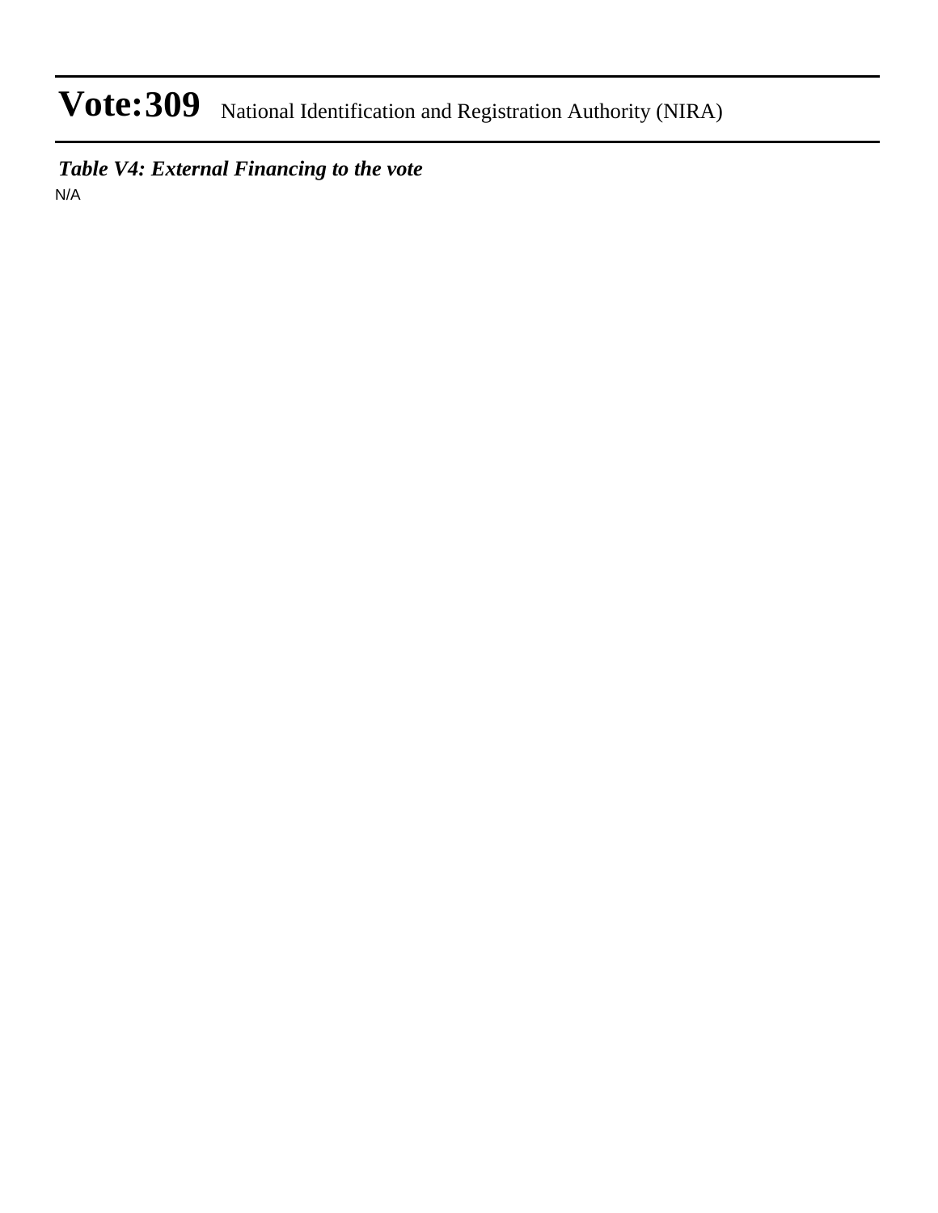# Vote:309 National Identification and Registration Authority (NIRA)

***Table V4: External Financing to the vote***

N/A